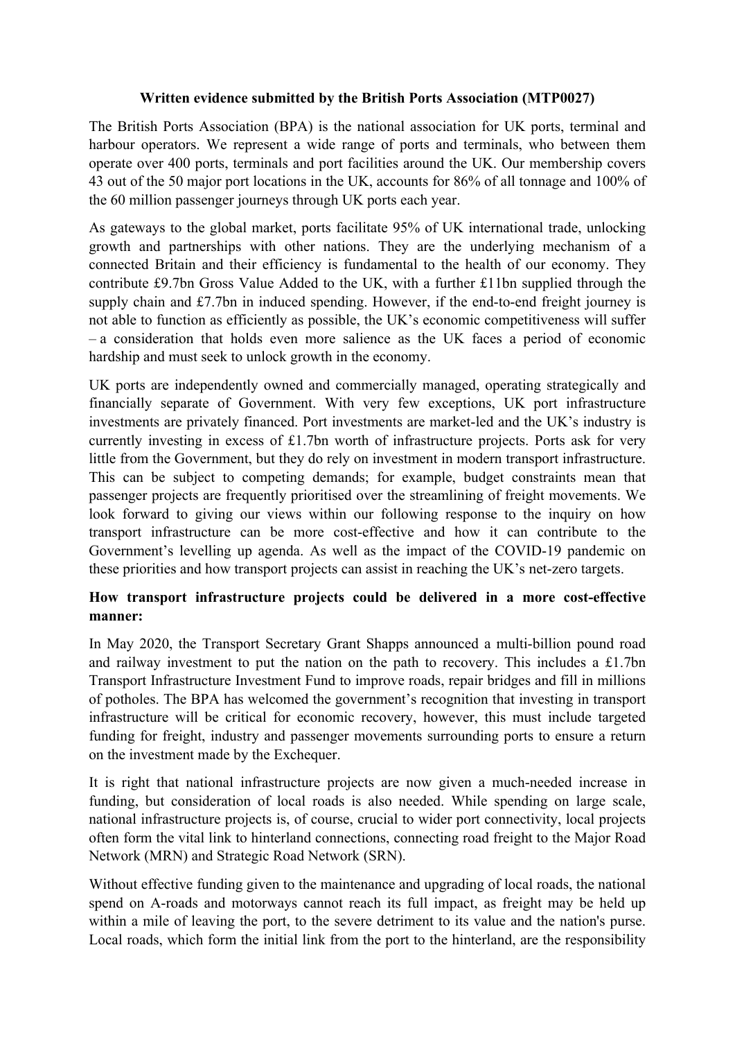**Written evidence submitted by the British Ports Association (MTP0027)**

The British Ports Association (BPA) is the national association for UK ports, terminal and harbour operators. We represent a wide range of ports and terminals, who between them operate over 400 ports, terminals and port facilities around the UK. Our membership covers 43 out of the 50 major port locations in the UK, accounts for 86% of all tonnage and 100% of the 60 million passenger journeys through UK ports each year.

As gateways to the global market, ports facilitate 95% of UK international trade, unlocking growth and partnerships with other nations. They are the underlying mechanism of a connected Britain and their efficiency is fundamental to the health of our economy. They contribute £9.7bn Gross Value Added to the UK, with a further £11bn supplied through the supply chain and £7.7bn in induced spending. However, if the end-to-end freight journey is not able to function as efficiently as possible, the UK's economic competitiveness will suffer – a consideration that holds even more salience as the UK faces a period of economic hardship and must seek to unlock growth in the economy.

UK ports are independently owned and commercially managed, operating strategically and financially separate of Government. With very few exceptions, UK port infrastructure investments are privately financed. Port investments are market-led and the UK's industry is currently investing in excess of £1.7bn worth of infrastructure projects. Ports ask for very little from the Government, but they do rely on investment in modern transport infrastructure. This can be subject to competing demands; for example, budget constraints mean that passenger projects are frequently prioritised over the streamlining of freight movements. We look forward to giving our views within our following response to the inquiry on how transport infrastructure can be more cost-effective and how it can contribute to the Government's levelling up agenda. As well as the impact of the COVID-19 pandemic on these priorities and how transport projects can assist in reaching the UK's net-zero targets.

**How transport infrastructure projects could be delivered in a more cost-effective manner:**

In May 2020, the Transport Secretary Grant Shapps announced a multi-billion pound road and railway investment to put the nation on the path to recovery. This includes a £1.7bn Transport Infrastructure Investment Fund to improve roads, repair bridges and fill in millions of potholes. The BPA has welcomed the government's recognition that investing in transport infrastructure will be critical for economic recovery, however, this must include targeted funding for freight, industry and passenger movements surrounding ports to ensure a return on the investment made by the Exchequer.

It is right that national infrastructure projects are now given a much-needed increase in funding, but consideration of local roads is also needed. While spending on large scale, national infrastructure projects is, of course, crucial to wider port connectivity, local projects often form the vital link to hinterland connections, connecting road freight to the Major Road Network (MRN) and Strategic Road Network (SRN).

Without effective funding given to the maintenance and upgrading of local roads, the national spend on A-roads and motorways cannot reach its full impact, as freight may be held up within a mile of leaving the port, to the severe detriment to its value and the nation's purse. Local roads, which form the initial link from the port to the hinterland, are the responsibility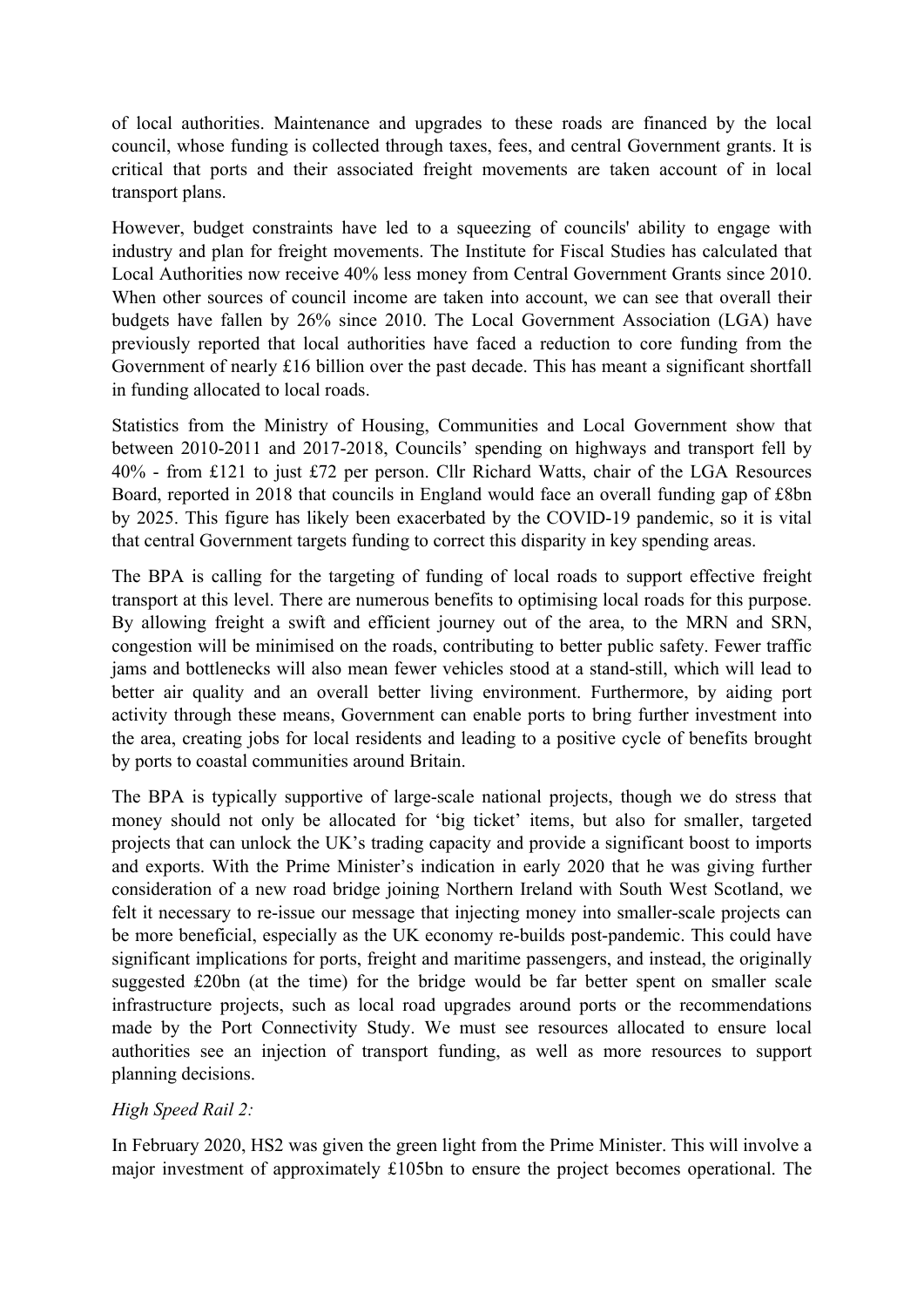of local authorities. Maintenance and upgrades to these roads are financed by the local council, whose funding is collected through taxes, fees, and central Government grants. It is critical that ports and their associated freight movements are taken account of in local transport plans.

However, budget constraints have led to a squeezing of councils' ability to engage with industry and plan for freight movements. The Institute for Fiscal Studies has calculated that Local Authorities now receive 40% less money from Central Government Grants since 2010. When other sources of council income are taken into account, we can see that overall their budgets have fallen by 26% since 2010. The Local Government Association (LGA) have previously reported that local authorities have faced a reduction to core funding from the Government of nearly £16 billion over the past decade. This has meant a significant shortfall in funding allocated to local roads.

Statistics from the Ministry of Housing, Communities and Local Government show that between 2010-2011 and 2017-2018, Councils' spending on highways and transport fell by 40% - from £121 to just £72 per person. Cllr Richard Watts, chair of the LGA Resources Board, reported in 2018 that councils in England would face an overall funding gap of £8bn by 2025. This figure has likely been exacerbated by the COVID-19 pandemic, so it is vital that central Government targets funding to correct this disparity in key spending areas.

The BPA is calling for the targeting of funding of local roads to support effective freight transport at this level. There are numerous benefits to optimising local roads for this purpose. By allowing freight a swift and efficient journey out of the area, to the MRN and SRN, congestion will be minimised on the roads, contributing to better public safety. Fewer traffic jams and bottlenecks will also mean fewer vehicles stood at a stand-still, which will lead to better air quality and an overall better living environment. Furthermore, by aiding port activity through these means, Government can enable ports to bring further investment into the area, creating jobs for local residents and leading to a positive cycle of benefits brought by ports to coastal communities around Britain.

The BPA is typically supportive of large-scale national projects, though we do stress that money should not only be allocated for 'big ticket' items, but also for smaller, targeted projects that can unlock the UK's trading capacity and provide a significant boost to imports and exports. With the Prime Minister's indication in early 2020 that he was giving further consideration of a new road bridge joining Northern Ireland with South West Scotland, we felt it necessary to re-issue our message that injecting money into smaller-scale projects can be more beneficial, especially as the UK economy re-builds post-pandemic. This could have significant implications for ports, freight and maritime passengers, and instead, the originally suggested £20bn (at the time) for the bridge would be far better spent on smaller scale infrastructure projects, such as local road upgrades around ports or the recommendations made by the Port Connectivity Study. We must see resources allocated to ensure local authorities see an injection of transport funding, as well as more resources to support planning decisions.

*High Speed Rail 2:*

In February 2020, HS2 was given the green light from the Prime Minister. This will involve a major investment of approximately £105bn to ensure the project becomes operational. The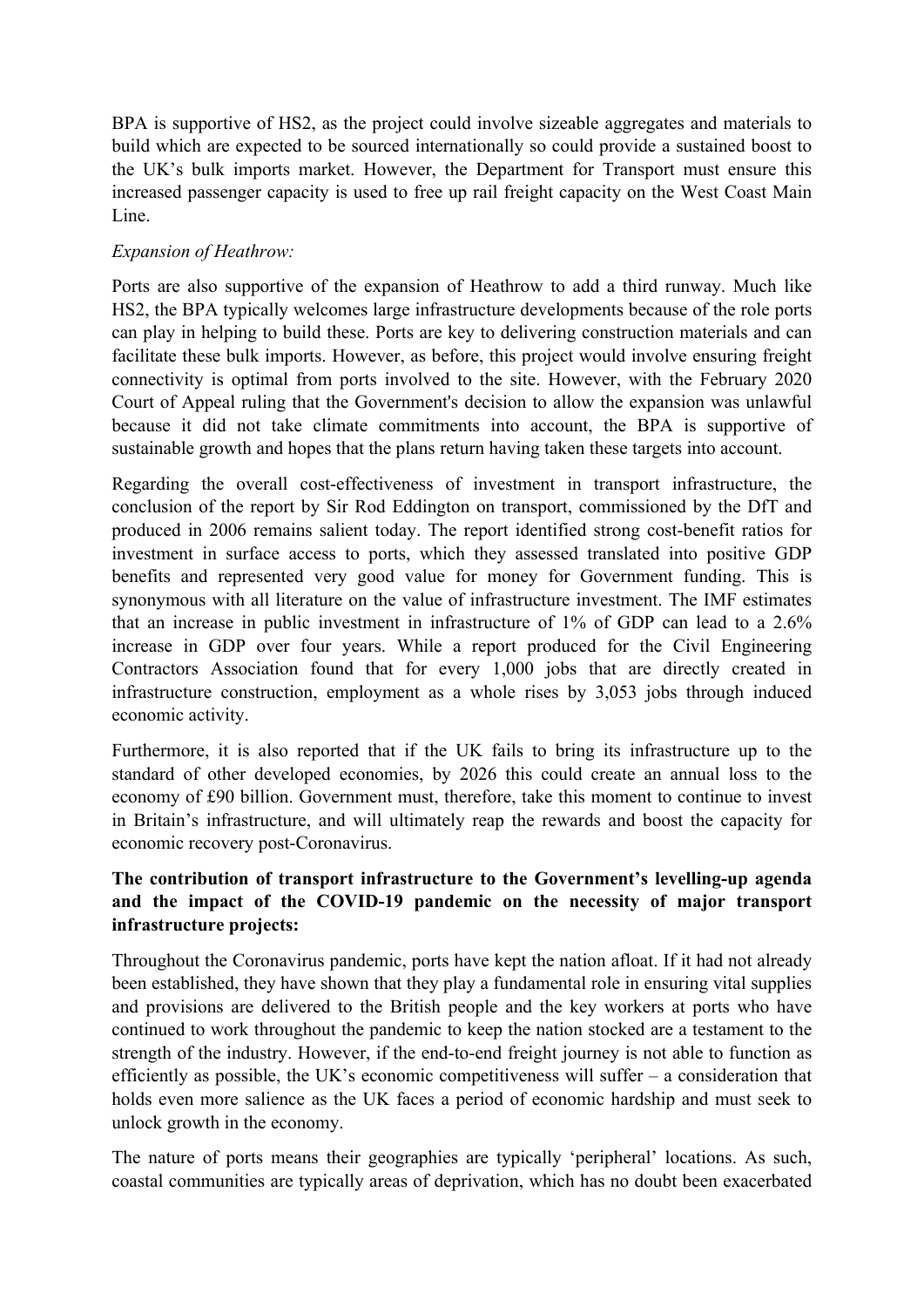BPA is supportive of HS2, as the project could involve sizeable aggregates and materials to build which are expected to be sourced internationally so could provide a sustained boost to the UK's bulk imports market. However, the Department for Transport must ensure this increased passenger capacity is used to free up rail freight capacity on the West Coast Main Line.

*Expansion of Heathrow:*

Ports are also supportive of the expansion of Heathrow to add a third runway. Much like HS2, the BPA typically welcomes large infrastructure developments because of the role ports can play in helping to build these. Ports are key to delivering construction materials and can facilitate these bulk imports. However, as before, this project would involve ensuring freight connectivity is optimal from ports involved to the site. However, with the February 2020 Court of Appeal ruling that the Government's decision to allow the expansion was unlawful because it did not take climate commitments into account, the BPA is supportive of sustainable growth and hopes that the plans return having taken these targets into account.

Regarding the overall cost-effectiveness of investment in transport infrastructure, the conclusion of the report by Sir Rod Eddington on transport, commissioned by the DfT and produced in 2006 remains salient today. The report identified strong cost-benefit ratios for investment in surface access to ports, which they assessed translated into positive GDP benefits and represented very good value for money for Government funding. This is synonymous with all literature on the value of infrastructure investment. The IMF estimates that an increase in public investment in infrastructure of 1% of GDP can lead to a 2.6% increase in GDP over four years. While a report produced for the Civil Engineering Contractors Association found that for every 1,000 jobs that are directly created in infrastructure construction, employment as a whole rises by 3,053 jobs through induced economic activity.

Furthermore, it is also reported that if the UK fails to bring its infrastructure up to the standard of other developed economies, by 2026 this could create an annual loss to the economy of £90 billion. Government must, therefore, take this moment to continue to invest in Britain's infrastructure, and will ultimately reap the rewards and boost the capacity for economic recovery post-Coronavirus.

**The contribution of transport infrastructure to the Government's levelling-up agenda and the impact of the COVID-19 pandemic on the necessity of major transport infrastructure projects:**

Throughout the Coronavirus pandemic, ports have kept the nation afloat. If it had not already been established, they have shown that they play a fundamental role in ensuring vital supplies and provisions are delivered to the British people and the key workers at ports who have continued to work throughout the pandemic to keep the nation stocked are a testament to the strength of the industry. However, if the end-to-end freight journey is not able to function as efficiently as possible, the UK's economic competitiveness will suffer – a consideration that holds even more salience as the UK faces a period of economic hardship and must seek to unlock growth in the economy.

The nature of ports means their geographies are typically 'peripheral' locations. As such, coastal communities are typically areas of deprivation, which has no doubt been exacerbated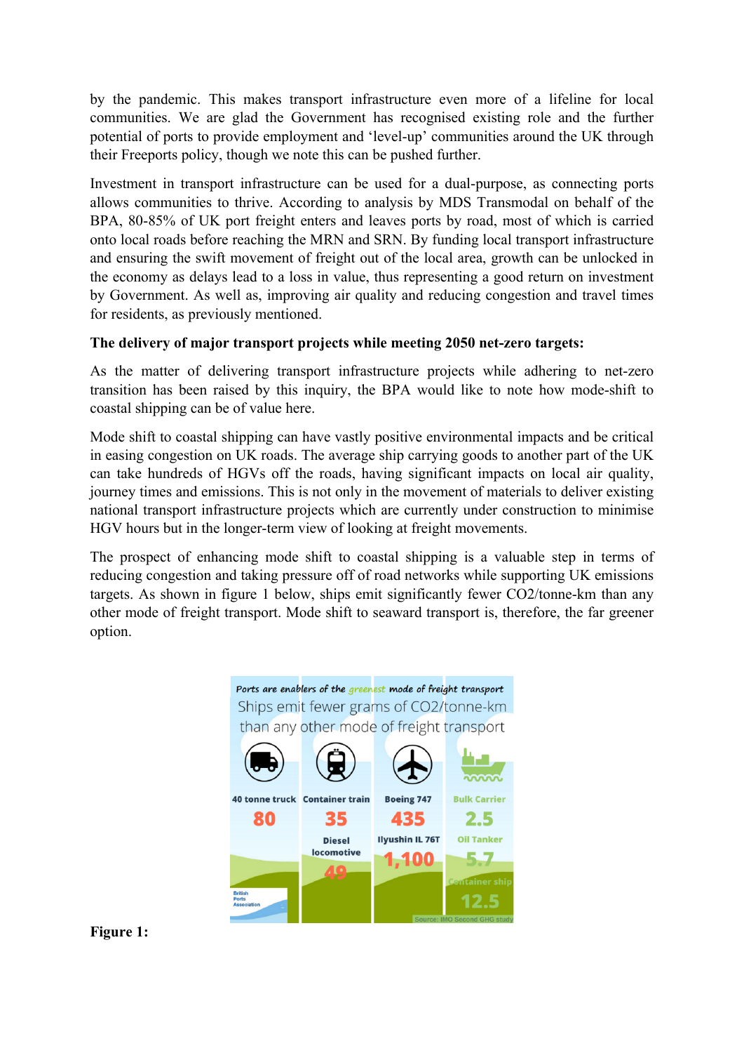by the pandemic. This makes transport infrastructure even more of a lifeline for local communities. We are glad the Government has recognised existing role and the further potential of ports to provide employment and 'level-up' communities around the UK through their Freeports policy, though we note this can be pushed further.

Investment in transport infrastructure can be used for a dual-purpose, as connecting ports allows communities to thrive. According to analysis by MDS Transmodal on behalf of the BPA, 80-85% of UK port freight enters and leaves ports by road, most of which is carried onto local roads before reaching the MRN and SRN. By funding local transport infrastructure and ensuring the swift movement of freight out of the local area, growth can be unlocked in the economy as delays lead to a loss in value, thus representing a good return on investment by Government. As well as, improving air quality and reducing congestion and travel times for residents, as previously mentioned.

**The delivery of major transport projects while meeting 2050 net-zero targets:**

As the matter of delivering transport infrastructure projects while adhering to net-zero transition has been raised by this inquiry, the BPA would like to note how mode-shift to coastal shipping can be of value here.

Mode shift to coastal shipping can have vastly positive environmental impacts and be critical in easing congestion on UK roads. The average ship carrying goods to another part of the UK can take hundreds of HGVs off the roads, having significant impacts on local air quality, journey times and emissions. This is not only in the movement of materials to deliver existing national transport infrastructure projects which are currently under construction to minimise HGV hours but in the longer-term view of looking at freight movements.

The prospect of enhancing mode shift to coastal shipping is a valuable step in terms of reducing congestion and taking pressure off of road networks while supporting UK emissions targets. As shown in figure 1 below, ships emit significantly fewer $CO_2$/tonne-km than any other mode of freight transport. Mode shift to seaward transport is, therefore, the far greener option.

*Ports are enablers of the greenest mode of freight transport*

Ships emit fewer grams of CO2/tonne-km than any other mode of freight transport

| 40 tonne truck | Container train | Boeing 747 | Bulk Carrier |
| --- | --- | --- | --- |
| 80 | 35 | 435 | 2.5 |
| | Diesel locomotive | Ilyushin IL 76T | Oil Tanker |
| | 49 | 1,100 | 5.7 |
| | | | Container ship |
| | | | 12.5 |

British Ports Association

Source: IMO Second GHG study

**Figure 1:**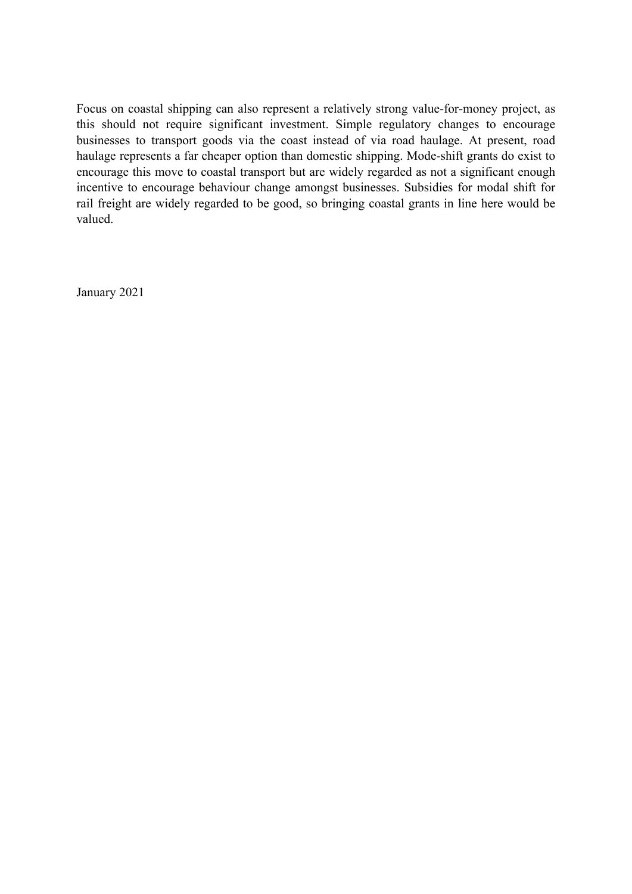Focus on coastal shipping can also represent a relatively strong value-for-money project, as this should not require significant investment. Simple regulatory changes to encourage businesses to transport goods via the coast instead of via road haulage. At present, road haulage represents a far cheaper option than domestic shipping. Mode-shift grants do exist to encourage this move to coastal transport but are widely regarded as not a significant enough incentive to encourage behaviour change amongst businesses. Subsidies for modal shift for rail freight are widely regarded to be good, so bringing coastal grants in line here would be valued.

January 2021